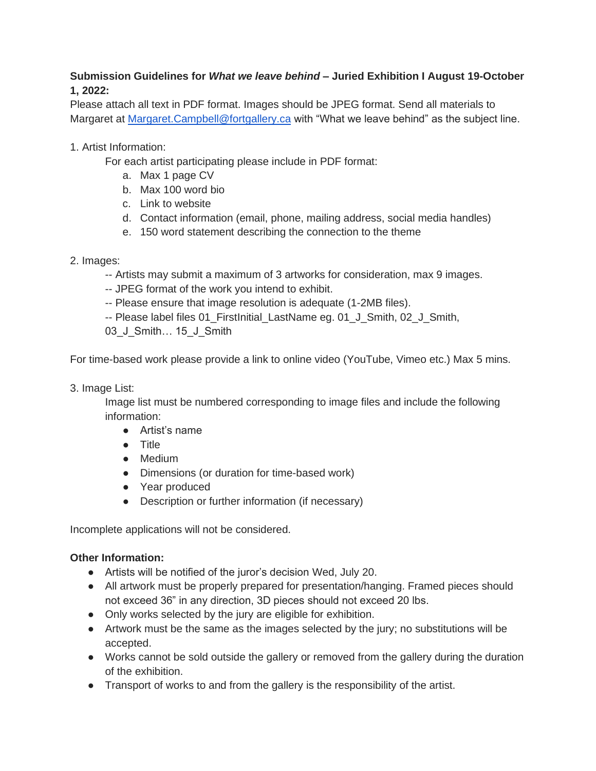**Submission Guidelines for *What we leave behind* – Juried Exhibition I August 19-October 1, 2022:**

Please attach all text in PDF format. Images should be JPEG format. Send all materials to Margaret at [Margaret.Campbell@fortgallery.ca](mailto:Margaret.Campbell@fortgallery.ca) with "What we leave behind" as the subject line.

1. Artist Information:

   For each artist participating please include in PDF format:

   a. Max 1 page CV
   b. Max 100 word bio
   c. Link to website
   d. Contact information (email, phone, mailing address, social media handles)
   e. 150 word statement describing the connection to the theme

2. Images:

   -- Artists may submit a maximum of 3 artworks for consideration, max 9 images.
   -- JPEG format of the work you intend to exhibit.
   -- Please ensure that image resolution is adequate (1-2MB files).
   -- Please label files 01_FirstInitial_LastName eg. 01_J_Smith, 02_J_Smith, 03_J_Smith… 15_J_Smith

For time-based work please provide a link to online video (YouTube, Vimeo etc.) Max 5 mins.

3. Image List:

   Image list must be numbered corresponding to image files and include the following information:

   - Artist's name
   - Title
   - Medium
   - Dimensions (or duration for time-based work)
   - Year produced
   - Description or further information (if necessary)

Incomplete applications will not be considered.

**Other Information:**

- Artists will be notified of the juror's decision Wed, July 20.
- All artwork must be properly prepared for presentation/hanging. Framed pieces should not exceed 36" in any direction, 3D pieces should not exceed 20 lbs.
- Only works selected by the jury are eligible for exhibition.
- Artwork must be the same as the images selected by the jury; no substitutions will be accepted.
- Works cannot be sold outside the gallery or removed from the gallery during the duration of the exhibition.
- Transport of works to and from the gallery is the responsibility of the artist.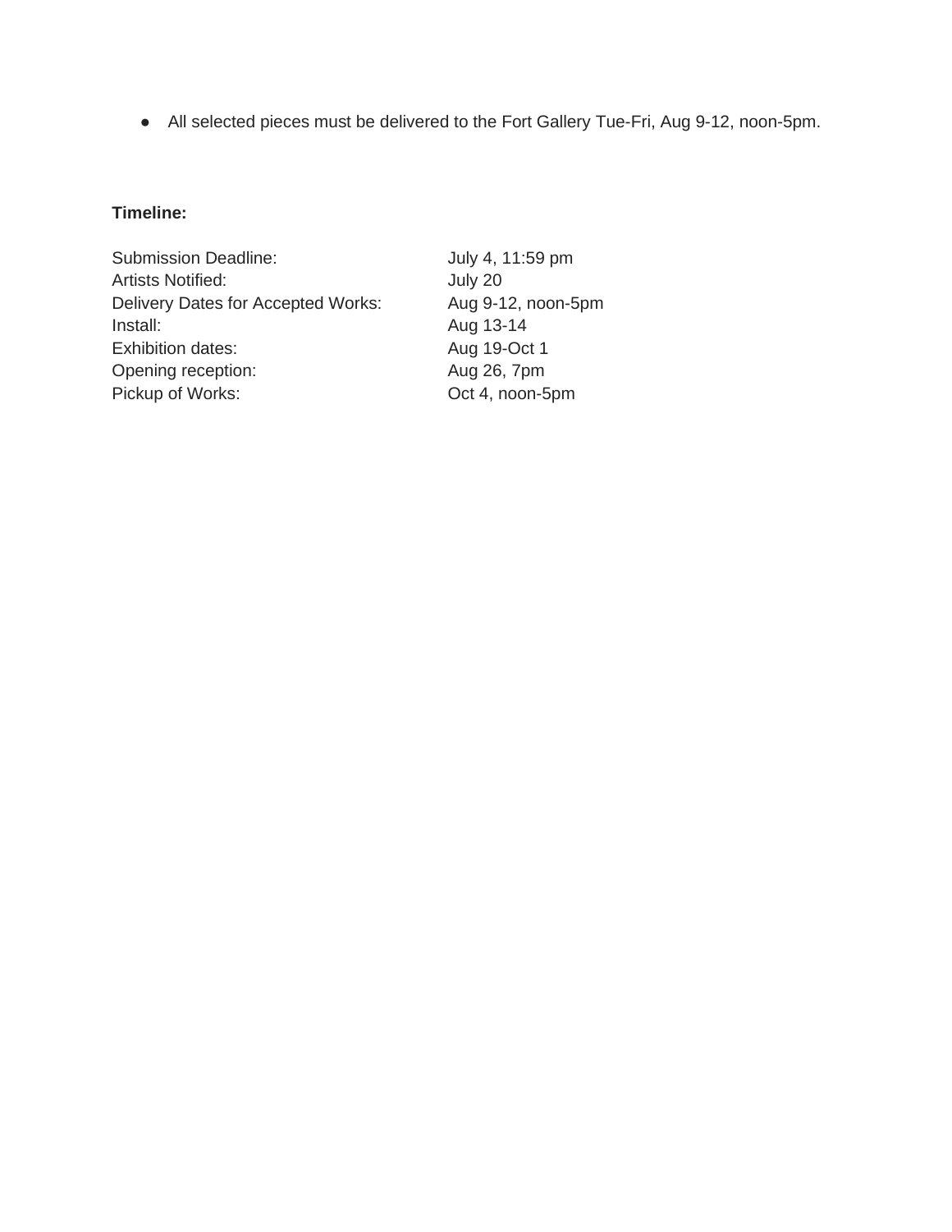- All selected pieces must be delivered to the Fort Gallery Tue-Fri, Aug 9-12, noon-5pm.

**Timeline:**

| | |
|---|---|
| Submission Deadline: | July 4, 11:59 pm |
| Artists Notified: | July 20 |
| Delivery Dates for Accepted Works: | Aug 9-12, noon-5pm |
| Install: | Aug 13-14 |
| Exhibition dates: | Aug 19-Oct 1 |
| Opening reception: | Aug 26, 7pm |
| Pickup of Works: | Oct 4, noon-5pm |